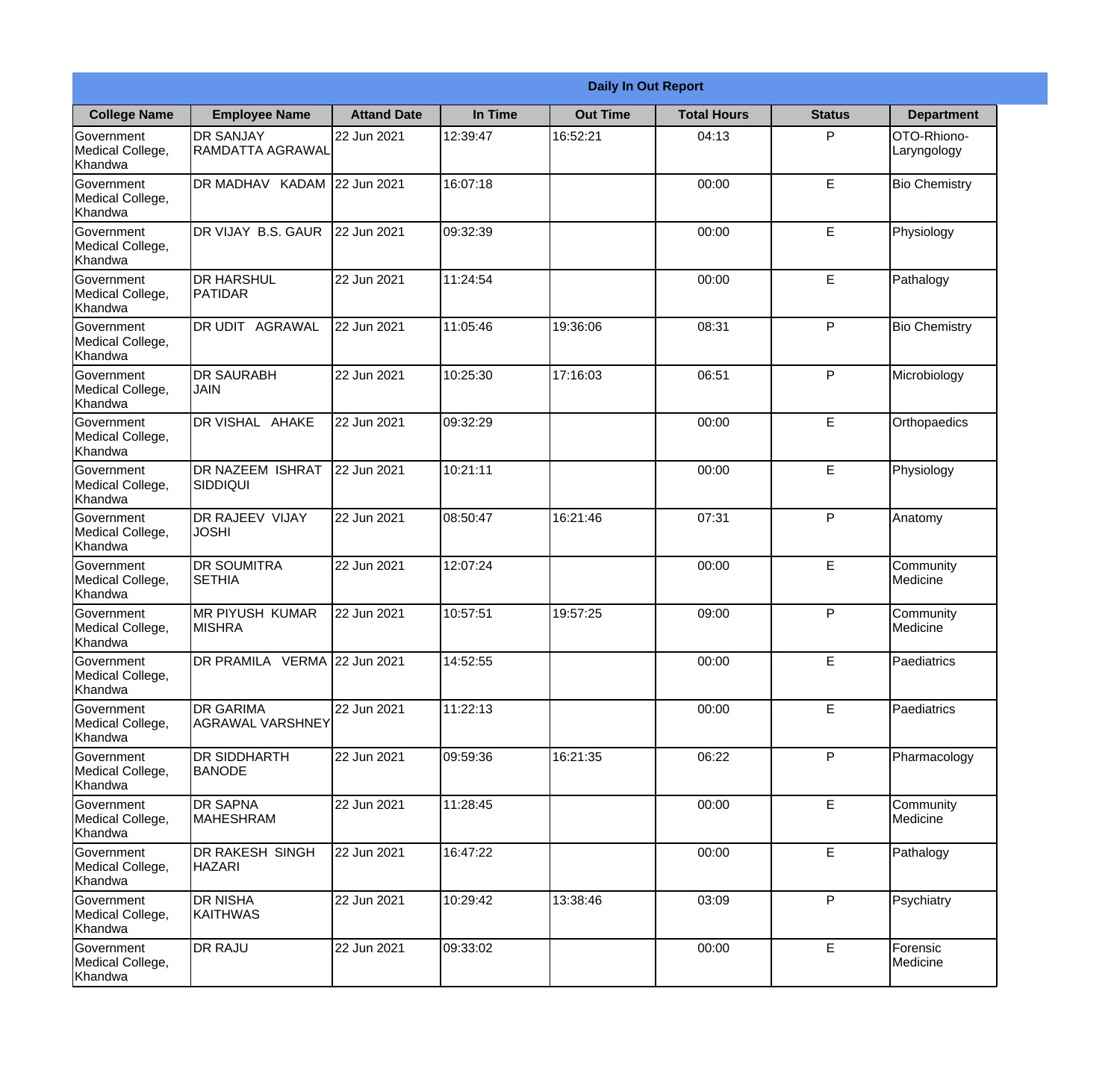| Daily In Out Report | | | | | | | |
|---|---|---|---|---|---|---|---|
| **College Name** | **Employee Name** | **Attand Date** | **In Time** | **Out Time** | **Total Hours** | **Status** | **Department** |
| Government Medical College, Khandwa | DR SANJAY RAMDATTA AGRAWAL | 22 Jun 2021 | 12:39:47 | 16:52:21 | 04:13 | P | OTO-Rhiono-Laryngology |
| Government Medical College, Khandwa | DR MADHAV KADAM | 22 Jun 2021 | 16:07:18 | | 00:00 | E | Bio Chemistry |
| Government Medical College, Khandwa | DR VIJAY B.S. GAUR | 22 Jun 2021 | 09:32:39 | | 00:00 | E | Physiology |
| Government Medical College, Khandwa | DR HARSHUL PATIDAR | 22 Jun 2021 | 11:24:54 | | 00:00 | E | Pathalogy |
| Government Medical College, Khandwa | DR UDIT AGRAWAL | 22 Jun 2021 | 11:05:46 | 19:36:06 | 08:31 | P | Bio Chemistry |
| Government Medical College, Khandwa | DR SAURABH JAIN | 22 Jun 2021 | 10:25:30 | 17:16:03 | 06:51 | P | Microbiology |
| Government Medical College, Khandwa | DR VISHAL AHAKE | 22 Jun 2021 | 09:32:29 | | 00:00 | E | Orthopaedics |
| Government Medical College, Khandwa | DR NAZEEM ISHRAT SIDDIQUI | 22 Jun 2021 | 10:21:11 | | 00:00 | E | Physiology |
| Government Medical College, Khandwa | DR RAJEEV VIJAY JOSHI | 22 Jun 2021 | 08:50:47 | 16:21:46 | 07:31 | P | Anatomy |
| Government Medical College, Khandwa | DR SOUMITRA SETHIA | 22 Jun 2021 | 12:07:24 | | 00:00 | E | Community Medicine |
| Government Medical College, Khandwa | MR PIYUSH KUMAR MISHRA | 22 Jun 2021 | 10:57:51 | 19:57:25 | 09:00 | P | Community Medicine |
| Government Medical College, Khandwa | DR PRAMILA VERMA | 22 Jun 2021 | 14:52:55 | | 00:00 | E | Paediatrics |
| Government Medical College, Khandwa | DR GARIMA AGRAWAL VARSHNEY | 22 Jun 2021 | 11:22:13 | | 00:00 | E | Paediatrics |
| Government Medical College, Khandwa | DR SIDDHARTH BANODE | 22 Jun 2021 | 09:59:36 | 16:21:35 | 06:22 | P | Pharmacology |
| Government Medical College, Khandwa | DR SAPNA MAHESHRAM | 22 Jun 2021 | 11:28:45 | | 00:00 | E | Community Medicine |
| Government Medical College, Khandwa | DR RAKESH SINGH HAZARI | 22 Jun 2021 | 16:47:22 | | 00:00 | E | Pathalogy |
| Government Medical College, Khandwa | DR NISHA KAITHWAS | 22 Jun 2021 | 10:29:42 | 13:38:46 | 03:09 | P | Psychiatry |
| Government Medical College, Khandwa | DR RAJU | 22 Jun 2021 | 09:33:02 | | 00:00 | E | Forensic Medicine |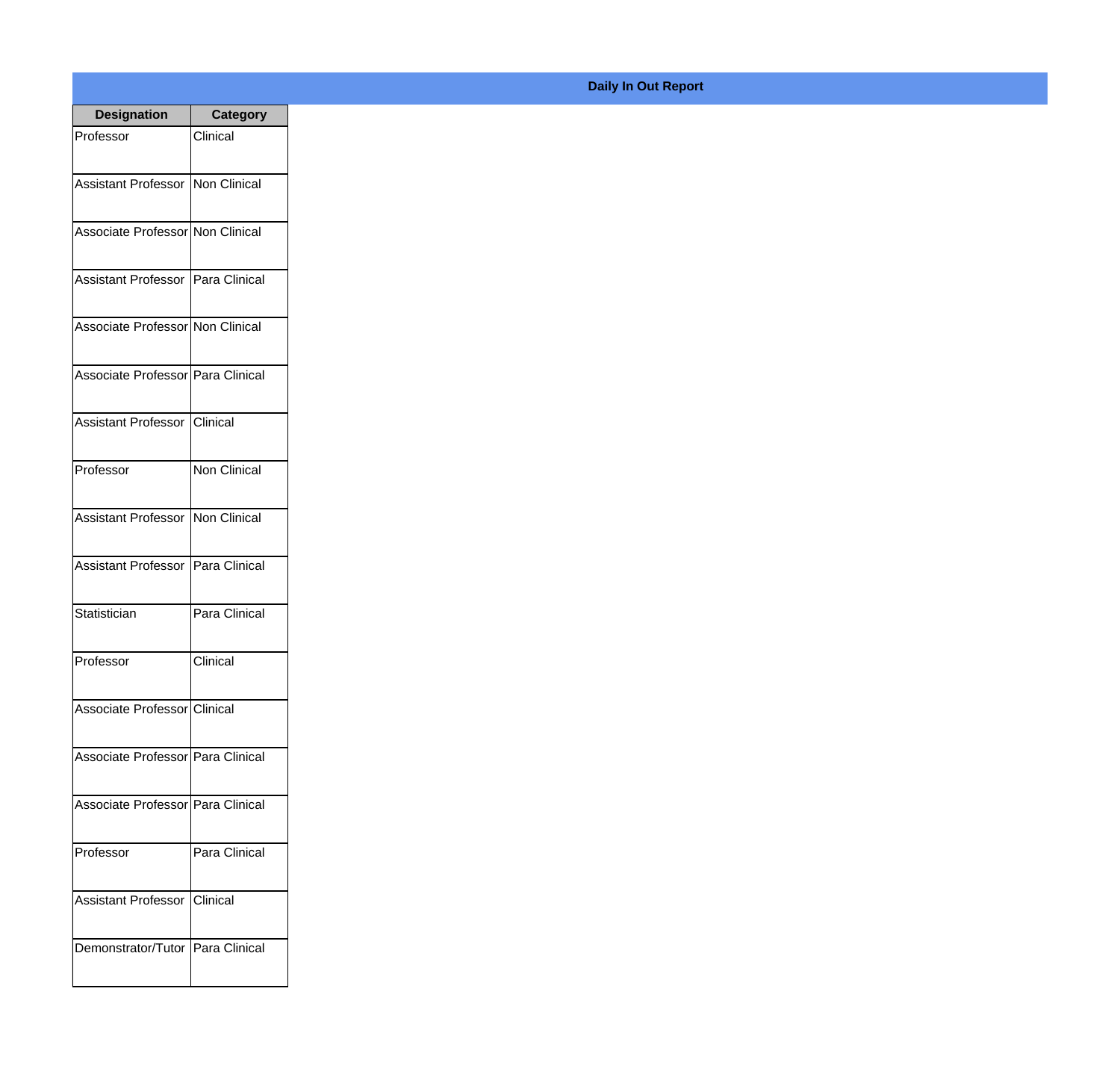**Daily In Out Report**

| Designation | Category |
|---|---|
| Professor | Clinical |
| Assistant Professor | Non Clinical |
| Associate Professor | Non Clinical |
| Assistant Professor | Para Clinical |
| Associate Professor | Non Clinical |
| Associate Professor | Para Clinical |
| Assistant Professor | Clinical |
| Professor | Non Clinical |
| Assistant Professor | Non Clinical |
| Assistant Professor | Para Clinical |
| Statistician | Para Clinical |
| Professor | Clinical |
| Associate Professor | Clinical |
| Associate Professor | Para Clinical |
| Associate Professor | Para Clinical |
| Professor | Para Clinical |
| Assistant Professor | Clinical |
| Demonstrator/Tutor | Para Clinical |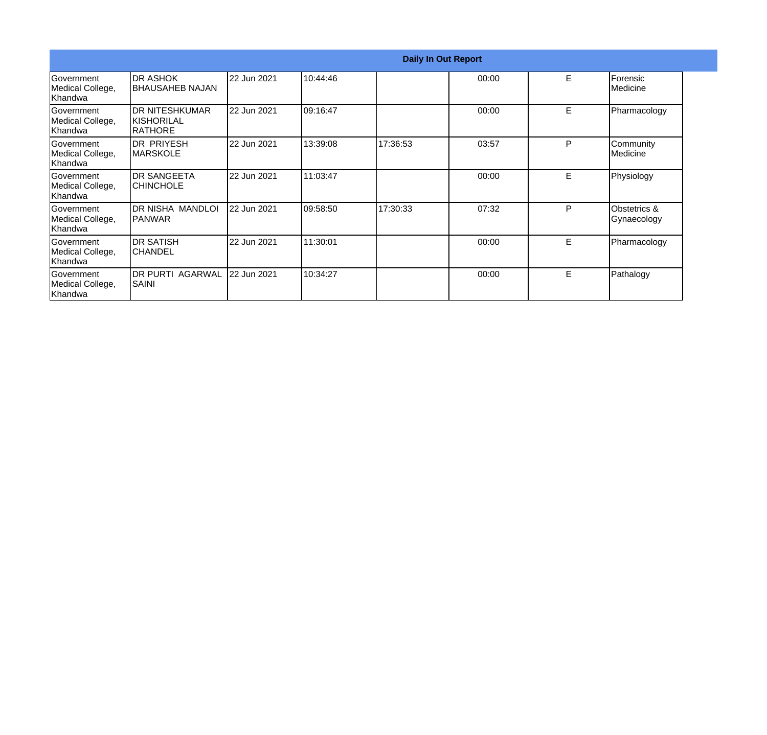**Daily In Out Report**

| | | | | | | | |
|---|---|---|---|---|---|---|---|
| Government Medical College, Khandwa | DR ASHOK BHAUSAHEB NAJAN | 22 Jun 2021 | 10:44:46 | | 00:00 | E | Forensic Medicine |
| Government Medical College, Khandwa | DR NITESHKUMAR KISHORILAL RATHORE | 22 Jun 2021 | 09:16:47 | | 00:00 | E | Pharmacology |
| Government Medical College, Khandwa | DR PRIYESH MARSKOLE | 22 Jun 2021 | 13:39:08 | 17:36:53 | 03:57 | P | Community Medicine |
| Government Medical College, Khandwa | DR SANGEETA CHINCHOLE | 22 Jun 2021 | 11:03:47 | | 00:00 | E | Physiology |
| Government Medical College, Khandwa | DR NISHA MANDLOI PANWAR | 22 Jun 2021 | 09:58:50 | 17:30:33 | 07:32 | P | Obstetrics & Gynaecology |
| Government Medical College, Khandwa | DR SATISH CHANDEL | 22 Jun 2021 | 11:30:01 | | 00:00 | E | Pharmacology |
| Government Medical College, Khandwa | DR PURTI AGARWAL SAINI | 22 Jun 2021 | 10:34:27 | | 00:00 | E | Pathalogy |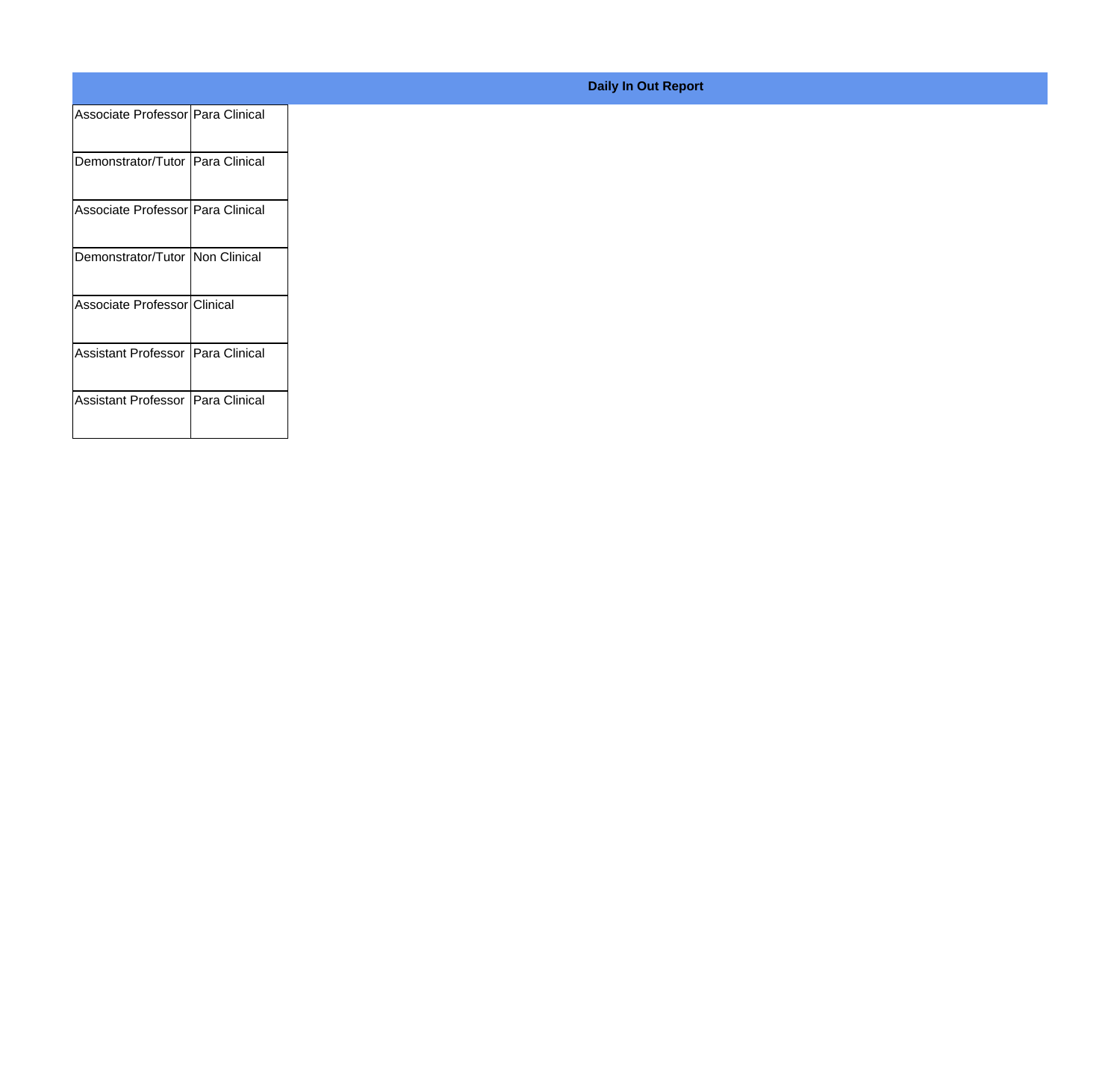| Daily In Out Report | |
|---|---|
| Associate Professor | Para Clinical |
| Demonstrator/Tutor | Para Clinical |
| Associate Professor | Para Clinical |
| Demonstrator/Tutor | Non Clinical |
| Associate Professor | Clinical |
| Assistant Professor | Para Clinical |
| Assistant Professor | Para Clinical |